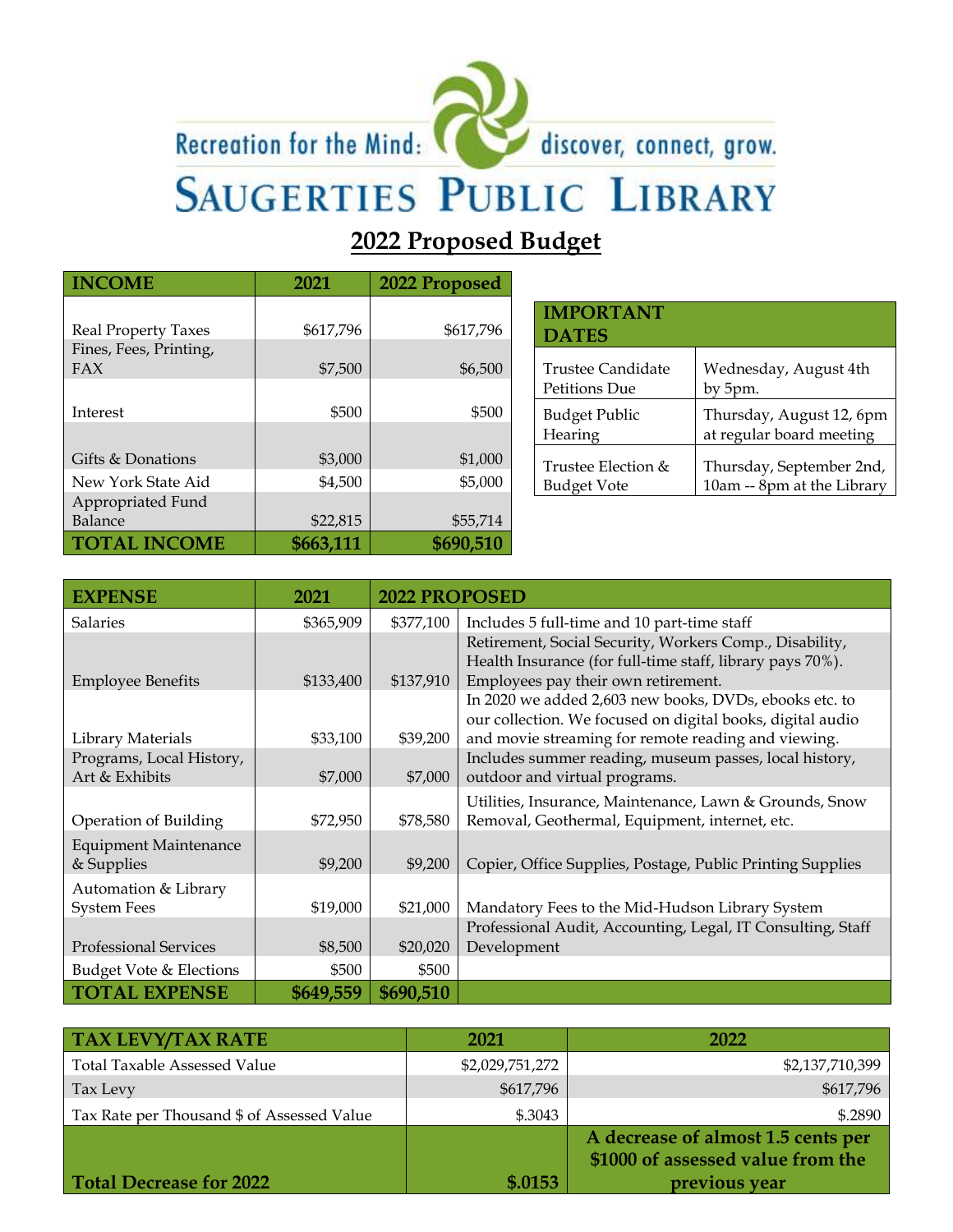Recreation for the Mind: discover, connect, grow.

# SAUGERTIES PUBLIC LIBRARY

## 2022 Proposed Budget

| INCOME | 2021 | 2022 Proposed |
|---|---|---|
| Real Property Taxes | $617,796 | $617,796 |
| Fines, Fees, Printing, FAX | $7,500 | $6,500 |
| Interest | $500 | $500 |
| Gifts & Donations | $3,000 | $1,000 |
| New York State Aid | $4,500 | $5,000 |
| Appropriated Fund Balance | $22,815 | $55,714 |
| **TOTAL INCOME** | **$663,111** | **$690,510** |

| IMPORTANT DATES | |
|---|---|
| Trustee Candidate Petitions Due | Wednesday, August 4th by 5pm. |
| Budget Public Hearing | Thursday, August 12, 6pm at regular board meeting |
| Trustee Election & Budget Vote | Thursday, September 2nd, 10am -- 8pm at the Library |

| EXPENSE | 2021 | 2022 PROPOSED | |
|---|---|---|---|
| Salaries | $365,909 | $377,100 | Includes 5 full-time and 10 part-time staff |
| Employee Benefits | $133,400 | $137,910 | Retirement, Social Security, Workers Comp., Disability, Health Insurance (for full-time staff, library pays 70%). Employees pay their own retirement. |
| Library Materials | $33,100 | $39,200 | In 2020 we added 2,603 new books, DVDs, ebooks etc. to our collection. We focused on digital books, digital audio and movie streaming for remote reading and viewing. |
| Programs, Local History, Art & Exhibits | $7,000 | $7,000 | Includes summer reading, museum passes, local history, outdoor and virtual programs. |
| Operation of Building | $72,950 | $78,580 | Utilities, Insurance, Maintenance, Lawn & Grounds, Snow Removal, Geothermal, Equipment, internet, etc. |
| Equipment Maintenance & Supplies | $9,200 | $9,200 | Copier, Office Supplies, Postage, Public Printing Supplies |
| Automation & Library System Fees | $19,000 | $21,000 | Mandatory Fees to the Mid-Hudson Library System |
| Professional Services | $8,500 | $20,020 | Professional Audit, Accounting, Legal, IT Consulting, Staff Development |
| Budget Vote & Elections | $500 | $500 | |
| **TOTAL EXPENSE** | **$649,559** | **$690,510** | |

| TAX LEVY/TAX RATE | 2021 | 2022 |
|---|---|---|
| Total Taxable Assessed Value | $2,029,751,272 | $2,137,710,399 |
| Tax Levy | $617,796 | $617,796 |
| Tax Rate per Thousand $ of Assessed Value | $.3043 | $.2890 |
| **Total Decrease for 2022** | **$.0153** | **A decrease of almost 1.5 cents per $1000 of assessed value from the previous year** |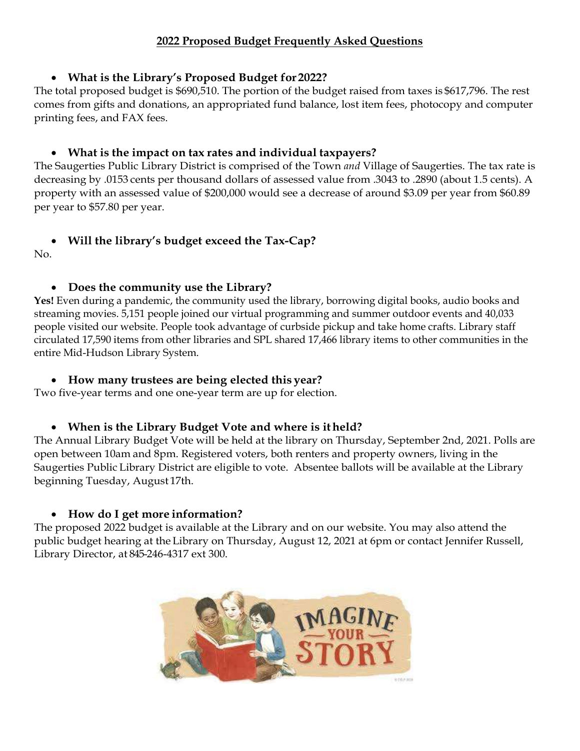## 2022 Proposed Budget Frequently Asked Questions

- **What is the Library's Proposed Budget for 2022?**

The total proposed budget is $690,510. The portion of the budget raised from taxes is $617,796. The rest comes from gifts and donations, an appropriated fund balance, lost item fees, photocopy and computer printing fees, and FAX fees.

- **What is the impact on tax rates and individual taxpayers?**

The Saugerties Public Library District is comprised of the Town *and* Village of Saugerties. The tax rate is decreasing by .0153 cents per thousand dollars of assessed value from .3043 to .2890 (about 1.5 cents). A property with an assessed value of $200,000 would see a decrease of around $3.09 per year from $60.89 per year to $57.80 per year.

- **Will the library's budget exceed the Tax-Cap?**

No.

- **Does the community use the Library?**

**Yes!** Even during a pandemic, the community used the library, borrowing digital books, audio books and streaming movies. 5,151 people joined our virtual programming and summer outdoor events and 40,033 people visited our website. People took advantage of curbside pickup and take home crafts. Library staff circulated 17,590 items from other libraries and SPL shared 17,466 library items to other communities in the entire Mid-Hudson Library System.

- **How many trustees are being elected this year?**

Two five-year terms and one one-year term are up for election.

- **When is the Library Budget Vote and where is it held?**

The Annual Library Budget Vote will be held at the library on Thursday, September 2nd, 2021. Polls are open between 10am and 8pm. Registered voters, both renters and property owners, living in the Saugerties Public Library District are eligible to vote. Absentee ballots will be available at the Library beginning Tuesday, August 17th.

- **How do I get more information?**

The proposed 2022 budget is available at the Library and on our website. You may also attend the public budget hearing at the Library on Thursday, August 12, 2021 at 6pm or contact Jennifer Russell, Library Director, at 845-246-4317 ext 300.

IMAGINE YOUR STORY